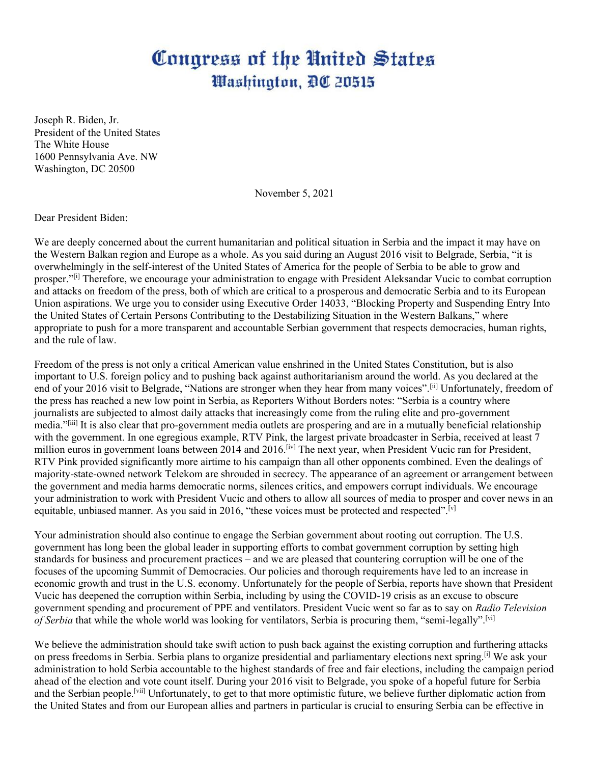# Congress of the United States
## Washington, DC 20515

Joseph R. Biden, Jr.
President of the United States
The White House
1600 Pennsylvania Ave. NW
Washington, DC 20500

November 5, 2021

Dear President Biden:

We are deeply concerned about the current humanitarian and political situation in Serbia and the impact it may have on the Western Balkan region and Europe as a whole. As you said during an August 2016 visit to Belgrade, Serbia, "it is overwhelmingly in the self-interest of the United States of America for the people of Serbia to be able to grow and prosper."[i] Therefore, we encourage your administration to engage with President Aleksandar Vucic to combat corruption and attacks on freedom of the press, both of which are critical to a prosperous and democratic Serbia and to its European Union aspirations. We urge you to consider using Executive Order 14033, "Blocking Property and Suspending Entry Into the United States of Certain Persons Contributing to the Destabilizing Situation in the Western Balkans," where appropriate to push for a more transparent and accountable Serbian government that respects democracies, human rights, and the rule of law.

Freedom of the press is not only a critical American value enshrined in the United States Constitution, but is also important to U.S. foreign policy and to pushing back against authoritarianism around the world. As you declared at the end of your 2016 visit to Belgrade, "Nations are stronger when they hear from many voices".[ii] Unfortunately, freedom of the press has reached a new low point in Serbia, as Reporters Without Borders notes: "Serbia is a country where journalists are subjected to almost daily attacks that increasingly come from the ruling elite and pro-government media."[iii] It is also clear that pro-government media outlets are prospering and are in a mutually beneficial relationship with the government. In one egregious example, RTV Pink, the largest private broadcaster in Serbia, received at least 7 million euros in government loans between 2014 and 2016.[iv] The next year, when President Vucic ran for President, RTV Pink provided significantly more airtime to his campaign than all other opponents combined. Even the dealings of majority-state-owned network Telekom are shrouded in secrecy. The appearance of an agreement or arrangement between the government and media harms democratic norms, silences critics, and empowers corrupt individuals. We encourage your administration to work with President Vucic and others to allow all sources of media to prosper and cover news in an equitable, unbiased manner. As you said in 2016, "these voices must be protected and respected".[v]

Your administration should also continue to engage the Serbian government about rooting out corruption. The U.S. government has long been the global leader in supporting efforts to combat government corruption by setting high standards for business and procurement practices – and we are pleased that countering corruption will be one of the focuses of the upcoming Summit of Democracies. Our policies and thorough requirements have led to an increase in economic growth and trust in the U.S. economy. Unfortunately for the people of Serbia, reports have shown that President Vucic has deepened the corruption within Serbia, including by using the COVID-19 crisis as an excuse to obscure government spending and procurement of PPE and ventilators. President Vucic went so far as to say on *Radio Television of Serbia* that while the whole world was looking for ventilators, Serbia is procuring them, "semi-legally".[vi]

We believe the administration should take swift action to push back against the existing corruption and furthering attacks on press freedoms in Serbia. Serbia plans to organize presidential and parliamentary elections next spring.[i] We ask your administration to hold Serbia accountable to the highest standards of free and fair elections, including the campaign period ahead of the election and vote count itself. During your 2016 visit to Belgrade, you spoke of a hopeful future for Serbia and the Serbian people.[vii] Unfortunately, to get to that more optimistic future, we believe further diplomatic action from the United States and from our European allies and partners in particular is crucial to ensuring Serbia can be effective in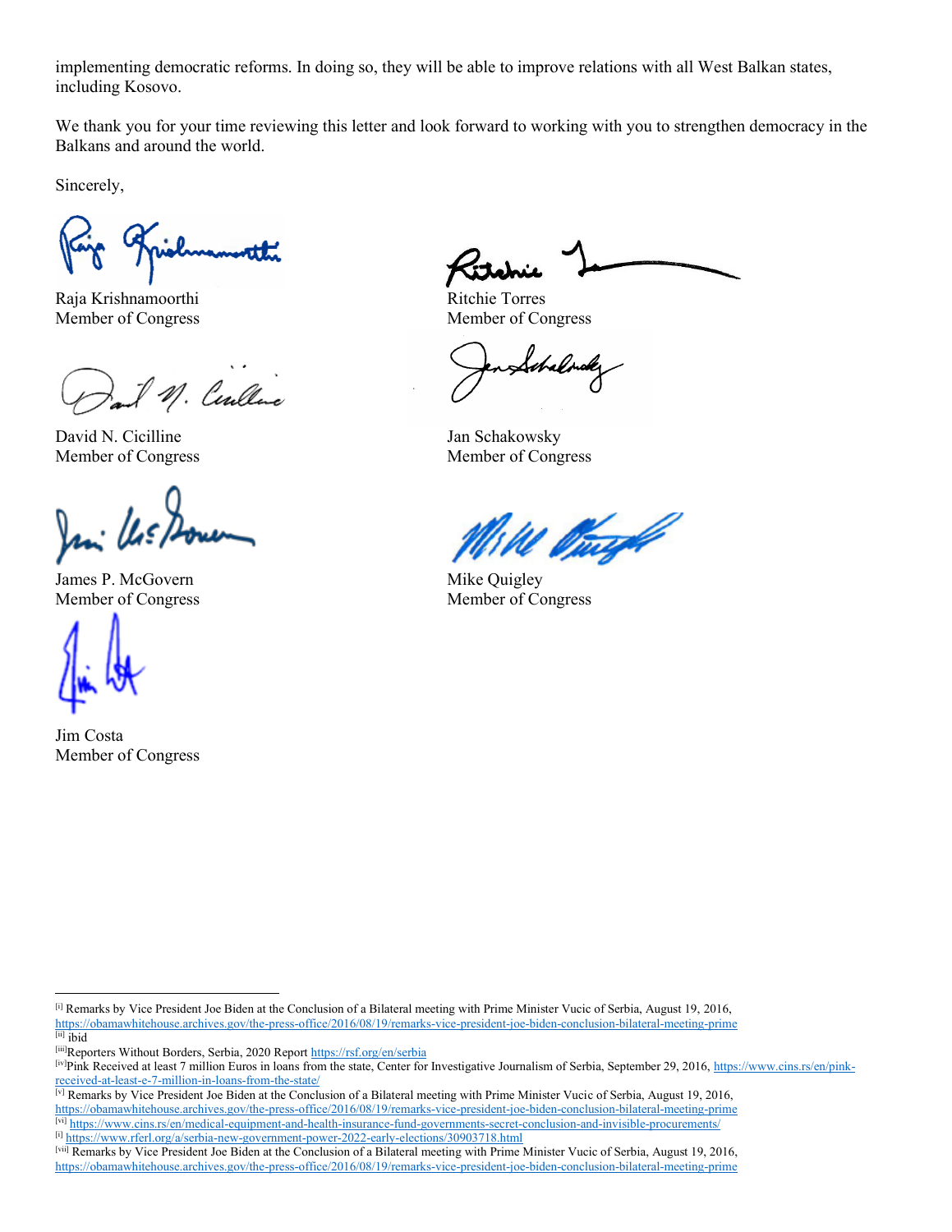implementing democratic reforms. In doing so, they will be able to improve relations with all West Balkan states, including Kosovo.

We thank you for your time reviewing this letter and look forward to working with you to strengthen democracy in the Balkans and around the world.

Sincerely,

Raja Krishnamoorthi
Member of Congress

Ritchie Torres
Member of Congress

David N. Cicilline
Member of Congress

Jan Schakowsky
Member of Congress

James P. McGovern
Member of Congress

Mike Quigley
Member of Congress

Jim Costa
Member of Congress

---

[i] Remarks by Vice President Joe Biden at the Conclusion of a Bilateral meeting with Prime Minister Vucic of Serbia, August 19, 2016, https://obamawhitehouse.archives.gov/the-press-office/2016/08/19/remarks-vice-president-joe-biden-conclusion-bilateral-meeting-prime
[ii] ibid
[iii]Reporters Without Borders, Serbia, 2020 Report https://rsf.org/en/serbia
[iv]Pink Received at least 7 million Euros in loans from the state, Center for Investigative Journalism of Serbia, September 29, 2016, https://www.cins.rs/en/pink-received-at-least-e-7-million-in-loans-from-the-state/
[v] Remarks by Vice President Joe Biden at the Conclusion of a Bilateral meeting with Prime Minister Vucic of Serbia, August 19, 2016, https://obamawhitehouse.archives.gov/the-press-office/2016/08/19/remarks-vice-president-joe-biden-conclusion-bilateral-meeting-prime
[vi] https://www.cins.rs/en/medical-equipment-and-health-insurance-fund-governments-secret-conclusion-and-invisible-procurements/
[i] https://www.rferl.org/a/serbia-new-government-power-2022-early-elections/30903718.html
[vii] Remarks by Vice President Joe Biden at the Conclusion of a Bilateral meeting with Prime Minister Vucic of Serbia, August 19, 2016, https://obamawhitehouse.archives.gov/the-press-office/2016/08/19/remarks-vice-president-joe-biden-conclusion-bilateral-meeting-prime